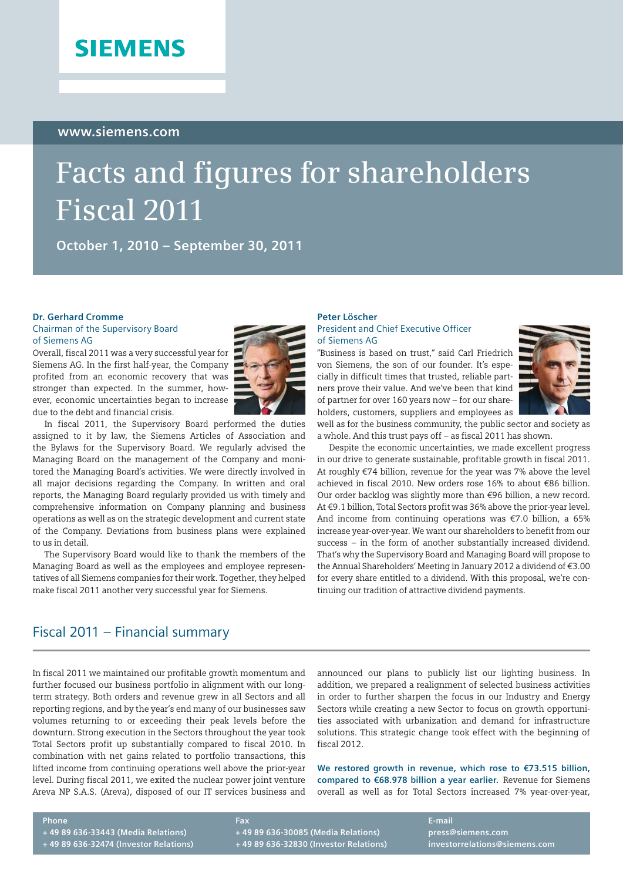SIEMENS

www.siemens.com

# Facts and figures for shareholders Fiscal 2011

**October 1, 2010 – September 30, 2011**

**Dr. Gerhard Cromme**
Chairman of the Supervisory Board of Siemens AG

Overall, fiscal 2011 was a very successful year for Siemens AG. In the first half-year, the Company profited from an economic recovery that was stronger than expected. In the summer, however, economic uncertainties began to increase due to the debt and financial crisis.

In fiscal 2011, the Supervisory Board performed the duties assigned to it by law, the Siemens Articles of Association and the Bylaws for the Supervisory Board. We regularly advised the Managing Board on the management of the Company and monitored the Managing Board's activities. We were directly involved in all major decisions regarding the Company. In written and oral reports, the Managing Board regularly provided us with timely and comprehensive information on Company planning and business operations as well as on the strategic development and current state of the Company. Deviations from business plans were explained to us in detail.

The Supervisory Board would like to thank the members of the Managing Board as well as the employees and employee representatives of all Siemens companies for their work. Together, they helped make fiscal 2011 another very successful year for Siemens.

**Peter Löscher**
President and Chief Executive Officer of Siemens AG

"Business is based on trust," said Carl Friedrich von Siemens, the son of our founder. It's especially in difficult times that trusted, reliable partners prove their value. And we've been that kind of partner for over 160 years now – for our shareholders, customers, suppliers and employees as well as for the business community, the public sector and society as a whole. And this trust pays off – as fiscal 2011 has shown.

Despite the economic uncertainties, we made excellent progress in our drive to generate sustainable, profitable growth in fiscal 2011. At roughly €74 billion, revenue for the year was 7% above the level achieved in fiscal 2010. New orders rose 16% to about €86 billion. Our order backlog was slightly more than €96 billion, a new record. At €9.1 billion, Total Sectors profit was 36% above the prior-year level. And income from continuing operations was €7.0 billion, a 65% increase year-over-year. We want our shareholders to benefit from our success – in the form of another substantially increased dividend. That's why the Supervisory Board and Managing Board will propose to the Annual Shareholders' Meeting in January 2012 a dividend of €3.00 for every share entitled to a dividend. With this proposal, we're continuing our tradition of attractive dividend payments.

## Fiscal 2011 – Financial summary

In fiscal 2011 we maintained our profitable growth momentum and further focused our business portfolio in alignment with our long-term strategy. Both orders and revenue grew in all Sectors and all reporting regions, and by the year's end many of our businesses saw volumes returning to or exceeding their peak levels before the downturn. Strong execution in the Sectors throughout the year took Total Sectors profit up substantially compared to fiscal 2010. In combination with net gains related to portfolio transactions, this lifted income from continuing operations well above the prior-year level. During fiscal 2011, we exited the nuclear power joint venture Areva NP S.A.S. (Areva), disposed of our IT services business and announced our plans to publicly list our lighting business. In addition, we prepared a realignment of selected business activities in order to further sharpen the focus in our Industry and Energy Sectors while creating a new Sector to focus on growth opportunities associated with urbanization and demand for infrastructure solutions. This strategic change took effect with the beginning of fiscal 2012.

**We restored growth in revenue, which rose to €73.515 billion, compared to €68.978 billion a year earlier.** Revenue for Siemens overall as well as for Total Sectors increased 7% year-over-year,

| Phone | Fax | E-mail |
|---|---|---|
| + 49 89 636-33443 (Media Relations) | + 49 89 636-30085 (Media Relations) | press@siemens.com |
| + 49 89 636-32474 (Investor Relations) | + 49 89 636-32830 (Investor Relations) | investorrelations@siemens.com |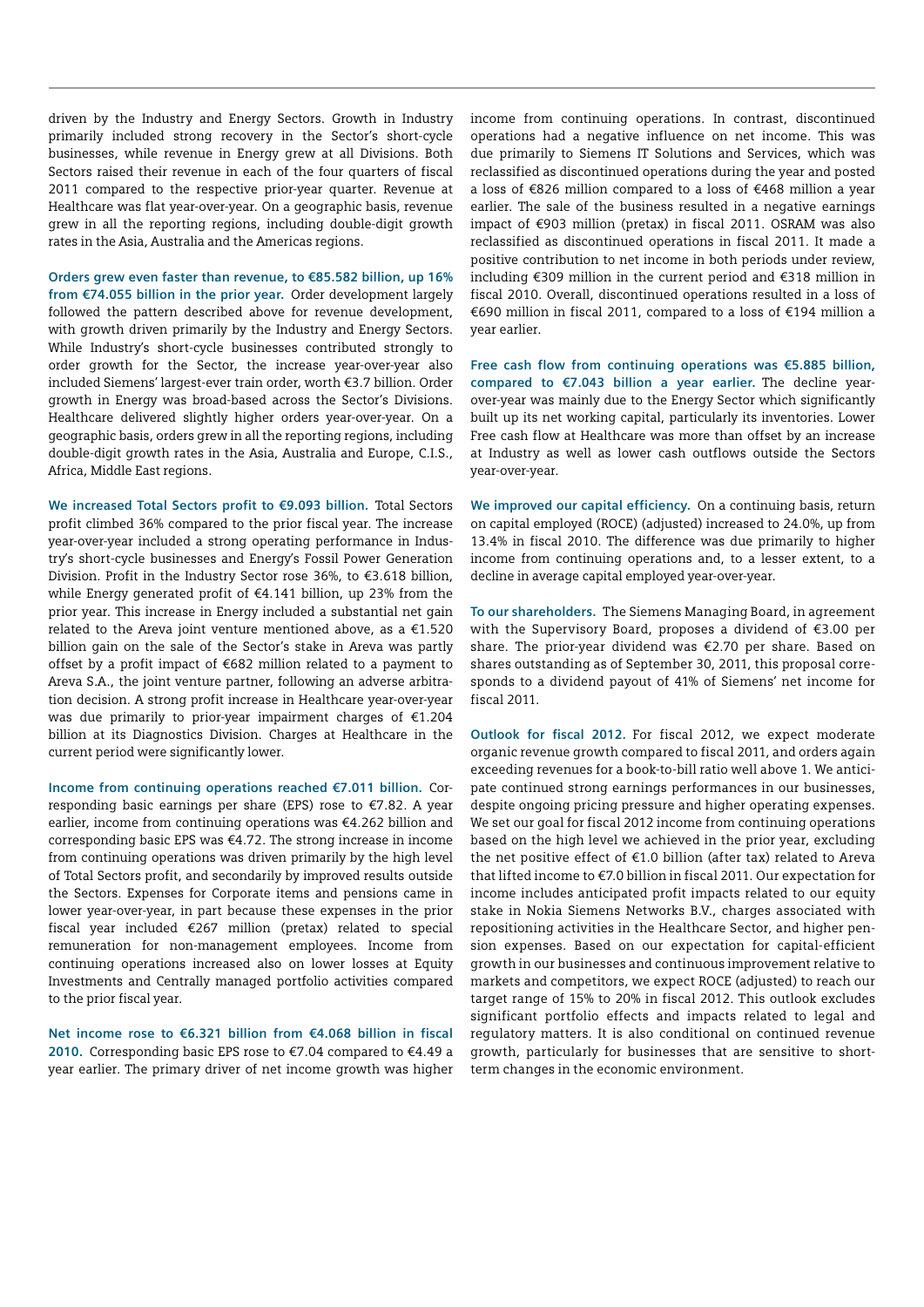driven by the Industry and Energy Sectors. Growth in Industry primarily included strong recovery in the Sector's short-cycle businesses, while revenue in Energy grew at all Divisions. Both Sectors raised their revenue in each of the four quarters of fiscal 2011 compared to the respective prior-year quarter. Revenue at Healthcare was flat year-over-year. On a geographic basis, revenue grew in all the reporting regions, including double-digit growth rates in the Asia, Australia and the Americas regions.

**Orders grew even faster than revenue, to €85.582 billion, up 16% from €74.055 billion in the prior year.** Order development largely followed the pattern described above for revenue development, with growth driven primarily by the Industry and Energy Sectors. While Industry's short-cycle businesses contributed strongly to order growth for the Sector, the increase year-over-year also included Siemens' largest-ever train order, worth €3.7 billion. Order growth in Energy was broad-based across the Sector's Divisions. Healthcare delivered slightly higher orders year-over-year. On a geographic basis, orders grew in all the reporting regions, including double-digit growth rates in the Asia, Australia and Europe, C.I.S., Africa, Middle East regions.

**We increased Total Sectors profit to €9.093 billion.** Total Sectors profit climbed 36% compared to the prior fiscal year. The increase year-over-year included a strong operating performance in Industry's short-cycle businesses and Energy's Fossil Power Generation Division. Profit in the Industry Sector rose 36%, to €3.618 billion, while Energy generated profit of €4.141 billion, up 23% from the prior year. This increase in Energy included a substantial net gain related to the Areva joint venture mentioned above, as a €1.520 billion gain on the sale of the Sector's stake in Areva was partly offset by a profit impact of €682 million related to a payment to Areva S.A., the joint venture partner, following an adverse arbitration decision. A strong profit increase in Healthcare year-over-year was due primarily to prior-year impairment charges of €1.204 billion at its Diagnostics Division. Charges at Healthcare in the current period were significantly lower.

**Income from continuing operations reached €7.011 billion.** Corresponding basic earnings per share (EPS) rose to €7.82. A year earlier, income from continuing operations was €4.262 billion and corresponding basic EPS was €4.72. The strong increase in income from continuing operations was driven primarily by the high level of Total Sectors profit, and secondarily by improved results outside the Sectors. Expenses for Corporate items and pensions came in lower year-over-year, in part because these expenses in the prior fiscal year included €267 million (pretax) related to special remuneration for non-management employees. Income from continuing operations increased also on lower losses at Equity Investments and Centrally managed portfolio activities compared to the prior fiscal year.

**Net income rose to €6.321 billion from €4.068 billion in fiscal 2010.** Corresponding basic EPS rose to €7.04 compared to €4.49 a year earlier. The primary driver of net income growth was higher income from continuing operations. In contrast, discontinued operations had a negative influence on net income. This was due primarily to Siemens IT Solutions and Services, which was reclassified as discontinued operations during the year and posted a loss of €826 million compared to a loss of €468 million a year earlier. The sale of the business resulted in a negative earnings impact of €903 million (pretax) in fiscal 2011. OSRAM was also reclassified as discontinued operations in fiscal 2011. It made a positive contribution to net income in both periods under review, including €309 million in the current period and €318 million in fiscal 2010. Overall, discontinued operations resulted in a loss of €690 million in fiscal 2011, compared to a loss of €194 million a year earlier.

**Free cash flow from continuing operations was €5.885 billion, compared to €7.043 billion a year earlier.** The decline year-over-year was mainly due to the Energy Sector which significantly built up its net working capital, particularly its inventories. Lower Free cash flow at Healthcare was more than offset by an increase at Industry as well as lower cash outflows outside the Sectors year-over-year.

**We improved our capital efficiency.** On a continuing basis, return on capital employed (ROCE) (adjusted) increased to 24.0%, up from 13.4% in fiscal 2010. The difference was due primarily to higher income from continuing operations and, to a lesser extent, to a decline in average capital employed year-over-year.

**To our shareholders.** The Siemens Managing Board, in agreement with the Supervisory Board, proposes a dividend of €3.00 per share. The prior-year dividend was €2.70 per share. Based on shares outstanding as of September 30, 2011, this proposal corresponds to a dividend payout of 41% of Siemens' net income for fiscal 2011.

**Outlook for fiscal 2012.** For fiscal 2012, we expect moderate organic revenue growth compared to fiscal 2011, and orders again exceeding revenues for a book-to-bill ratio well above 1. We anticipate continued strong earnings performances in our businesses, despite ongoing pricing pressure and higher operating expenses. We set our goal for fiscal 2012 income from continuing operations based on the high level we achieved in the prior year, excluding the net positive effect of €1.0 billion (after tax) related to Areva that lifted income to €7.0 billion in fiscal 2011. Our expectation for income includes anticipated profit impacts related to our equity stake in Nokia Siemens Networks B.V., charges associated with repositioning activities in the Healthcare Sector, and higher pension expenses. Based on our expectation for capital-efficient growth in our businesses and continuous improvement relative to markets and competitors, we expect ROCE (adjusted) to reach our target range of 15% to 20% in fiscal 2012. This outlook excludes significant portfolio effects and impacts related to legal and regulatory matters. It is also conditional on continued revenue growth, particularly for businesses that are sensitive to short-term changes in the economic environment.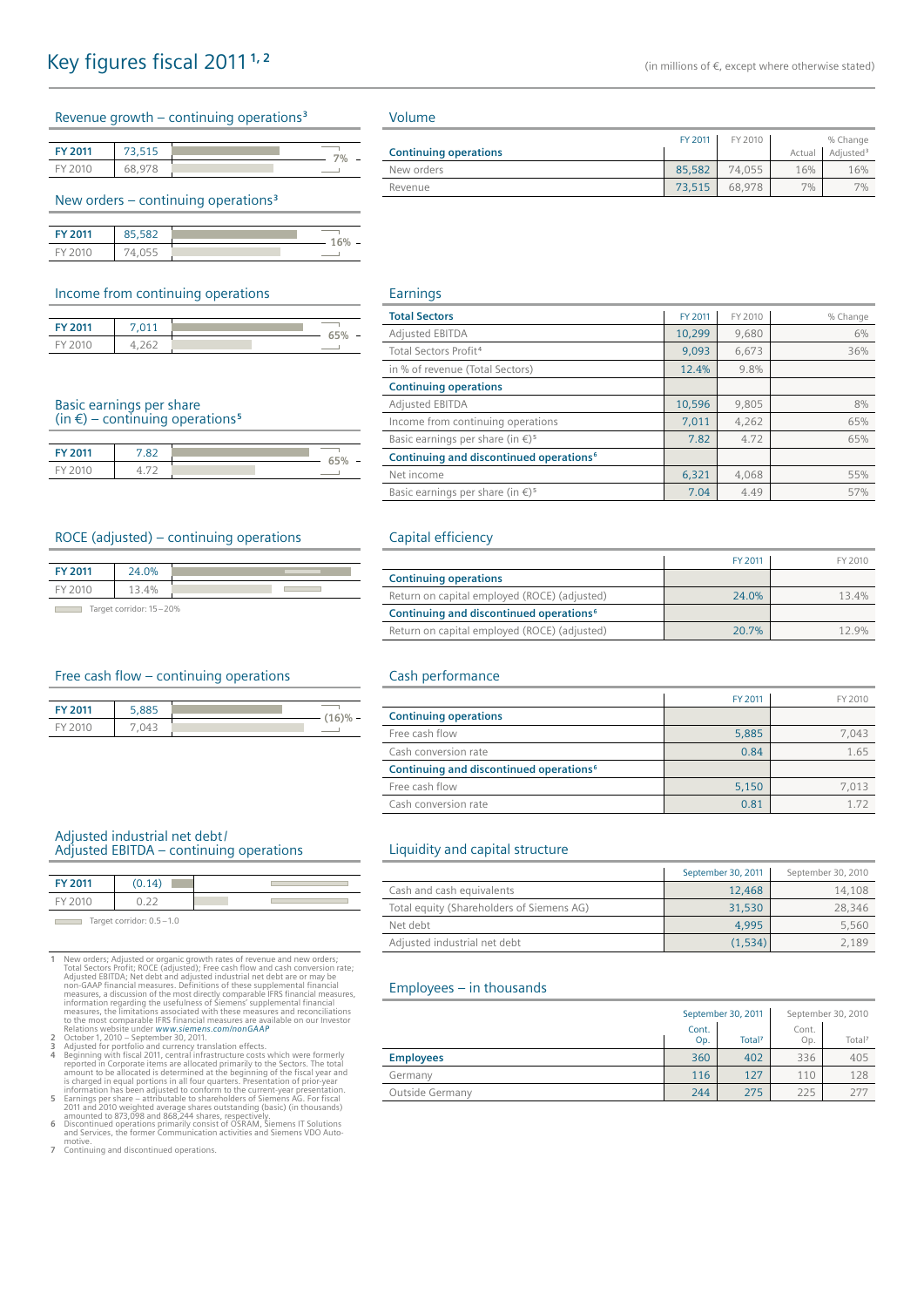# Key figures fiscal 2011 [1, 2]

(in millions of €, except where otherwise stated)

## Revenue growth – continuing operations[3]

| | | |
|---|---|---|
| FY 2011 | 73,515 | 7% |
| FY 2010 | 68,978 | |

## New orders – continuing operations[3]

| | | |
|---|---|---|
| FY 2011 | 85,582 | 16% |
| FY 2010 | 74,055 | |

## Income from continuing operations

| | | |
|---|---|---|
| FY 2011 | 7,011 | 65% |
| FY 2010 | 4,262 | |

## Basic earnings per share (in €) – continuing operations[5]

| | | |
|---|---|---|
| FY 2011 | 7.82 | 65% |
| FY 2010 | 4.72 | |

## ROCE (adjusted) – continuing operations

| | |
|---|---|
| FY 2011 | 24.0% |
| FY 2010 | 13.4% |

Target corridor: 15–20%

## Free cash flow – continuing operations

| | | |
|---|---|---|
| FY 2011 | 5,885 | (16)% |
| FY 2010 | 7,043 | |

## Adjusted industrial net debt / Adjusted EBITDA – continuing operations

| | |
|---|---|
| FY 2011 | (0.14) |
| FY 2010 | 0.22 |

Target corridor: 0.5–1.0

## Volume

| Continuing operations | FY 2011 | FY 2010 | % Change Actual | % Change Adjusted[3] |
|---|---|---|---|---|
| New orders | 85,582 | 74,055 | 16% | 16% |
| Revenue | 73,515 | 68,978 | 7% | 7% |

## Earnings

| | FY 2011 | FY 2010 | % Change |
|---|---|---|---|
| **Total Sectors** | | | |
| Adjusted EBITDA | 10,299 | 9,680 | 6% |
| Total Sectors Profit[4] | 9,093 | 6,673 | 36% |
| in % of revenue (Total Sectors) | 12.4% | 9.8% | |
| **Continuing operations** | | | |
| Adjusted EBITDA | 10,596 | 9,805 | 8% |
| Income from continuing operations | 7,011 | 4,262 | 65% |
| Basic earnings per share (in €)[5] | 7.82 | 4.72 | 65% |
| **Continuing and discontinued operations[6]** | | | |
| Net income | 6,321 | 4,068 | 55% |
| Basic earnings per share (in €)[5] | 7.04 | 4.49 | 57% |

## Capital efficiency

| | FY 2011 | FY 2010 |
|---|---|---|
| **Continuing operations** | | |
| Return on capital employed (ROCE) (adjusted) | 24.0% | 13.4% |
| **Continuing and discontinued operations[6]** | | |
| Return on capital employed (ROCE) (adjusted) | 20.7% | 12.9% |

## Cash performance

| | FY 2011 | FY 2010 |
|---|---|---|
| **Continuing operations** | | |
| Free cash flow | 5,885 | 7,043 |
| Cash conversion rate | 0.84 | 1.65 |
| **Continuing and discontinued operations[6]** | | |
| Free cash flow | 5,150 | 7,013 |
| Cash conversion rate | 0.81 | 1.72 |

## Liquidity and capital structure

| | September 30, 2011 | September 30, 2010 |
|---|---|---|
| Cash and cash equivalents | 12,468 | 14,108 |
| Total equity (Shareholders of Siemens AG) | 31,530 | 28,346 |
| Net debt | 4,995 | 5,560 |
| Adjusted industrial net debt | (1,534) | 2,189 |

## Employees – in thousands

| | September 30, 2011 | | September 30, 2010 | |
|---|---|---|---|---|
| | Cont. Op. | Total[7] | Cont. Op. | Total[7] |
| **Employees** | 360 | 402 | 336 | 405 |
| Germany | 116 | 127 | 110 | 128 |
| Outside Germany | 244 | 275 | 225 | 277 |

1 New orders; Adjusted or organic growth rates of revenue and new orders; Total Sectors Profit; ROCE (adjusted); Free cash flow and cash conversion rate; Adjusted EBITDA; Net debt and adjusted industrial net debt are or may be non-GAAP financial measures. Definitions of these supplemental financial measures, a discussion of the most directly comparable IFRS financial measures, information regarding the usefulness of Siemens' supplemental financial measures, the limitations associated with these measures and reconciliations to the most comparable IFRS financial measures are available on our Investor Relations website under *www.siemens.com/nonGAAP*

2 October 1, 2010 – September 30, 2011.

3 Adjusted for portfolio and currency translation effects.

4 Beginning with fiscal 2011, central infrastructure costs which were formerly reported in Corporate items are allocated primarily to the Sectors. The total amount to be allocated is determined at the beginning of the fiscal year and is charged in equal portions in all four quarters. Presentation of prior-year information has been adjusted to conform to the current-year presentation.

5 Earnings per share – attributable to shareholders of Siemens AG. For fiscal 2011 and 2010 weighted average shares outstanding (basic) (in thousands) amounted to 873,098 and 868,244 shares, respectively.

6 Discontinued operations primarily consist of OSRAM, Siemens IT Solutions and Services, the former Communication activities and Siemens VDO Automotive.

7 Continuing and discontinued operations.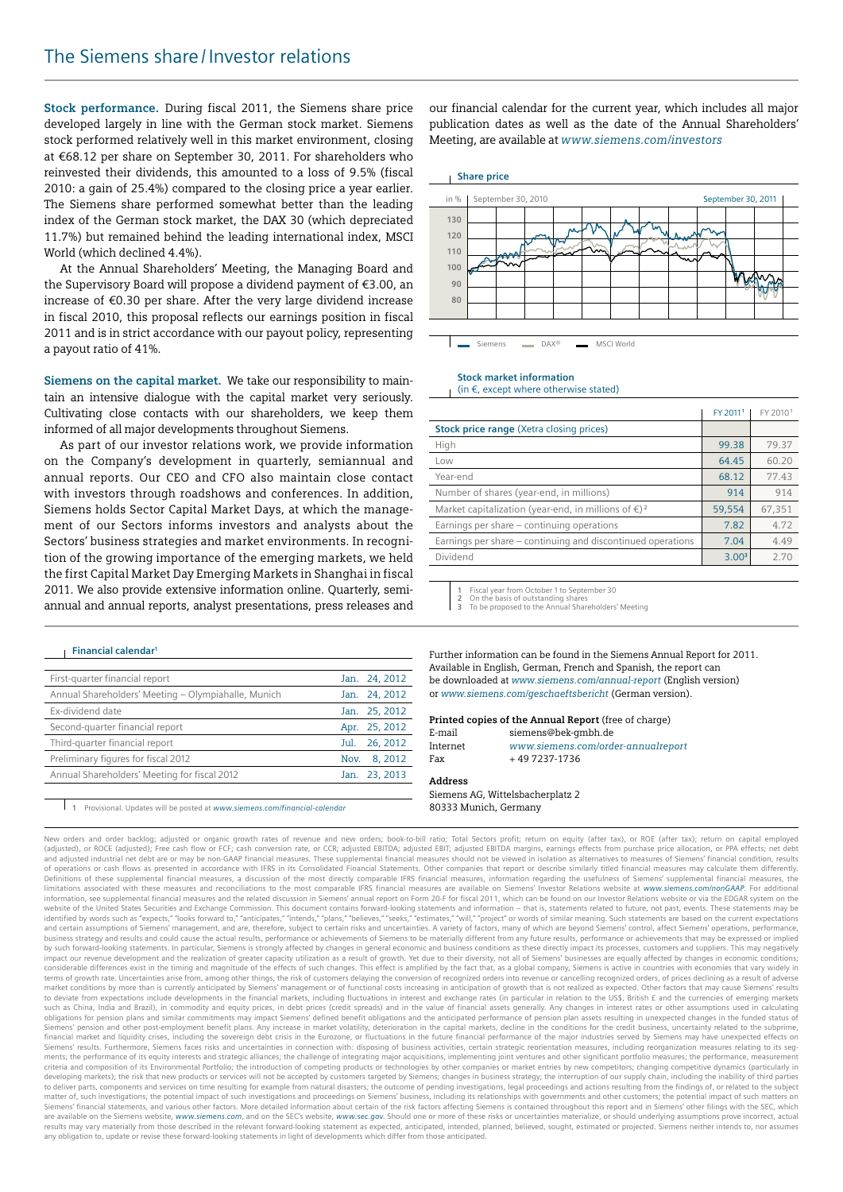# The Siemens share / Investor relations

**Stock performance.** During fiscal 2011, the Siemens share price developed largely in line with the German stock market. Siemens stock performed relatively well in this market environment, closing at €68.12 per share on September 30, 2011. For shareholders who reinvested their dividends, this amounted to a loss of 9.5% (fiscal 2010: a gain of 25.4%) compared to the closing price a year earlier. The Siemens share performed somewhat better than the leading index of the German stock market, the DAX 30 (which depreciated 11.7%) but remained behind the leading international index, MSCI World (which declined 4.4%).

At the Annual Shareholders' Meeting, the Managing Board and the Supervisory Board will propose a dividend payment of €3.00, an increase of €0.30 per share. After the very large dividend increase in fiscal 2010, this proposal reflects our earnings position in fiscal 2011 and is in strict accordance with our payout policy, representing a payout ratio of 41%.

**Siemens on the capital market.** We take our responsibility to maintain an intensive dialogue with the capital market very seriously. Cultivating close contacts with our shareholders, we keep them informed of all major developments throughout Siemens.

As part of our investor relations work, we provide information on the Company's development in quarterly, semiannual and annual reports. Our CEO and CFO also maintain close contact with investors through roadshows and conferences. In addition, Siemens holds Sector Capital Market Days, at which the management of our Sectors informs investors and analysts about the Sectors' business strategies and market environments. In recognition of the growing importance of the emerging markets, we held the first Capital Market Day Emerging Markets in Shanghai in fiscal 2011. We also provide extensive information online. Quarterly, semiannual and annual reports, analyst presentations, press releases and our financial calendar for the current year, which includes all major publication dates as well as the date of the Annual Shareholders' Meeting, are available at *www.siemens.com/investors*

**Share price**

in %
September 30, 2010
September 30, 2011
130
120
110
100
90
80

Siemens
DAX®
MSCI World

**Stock market information**
(in €, except where otherwise stated)

| | FY 2011[1] | FY 2010[1] |
|---|---|---|
| **Stock price range** (Xetra closing prices) | | |
| High | 99.38 | 79.37 |
| Low | 64.45 | 60.20 |
| Year-end | 68.12 | 77.43 |
| Number of shares (year-end, in millions) | 914 | 914 |
| Market capitalization (year-end, in millions of €)[2] | 59,554 | 67,351 |
| Earnings per share – continuing operations | 7.82 | 4.72 |
| Earnings per share – continuing and discontinued operations | 7.04 | 4.49 |
| Dividend | 3.00[3] | 2.70 |

1 Fiscal year from October 1 to September 30
2 On the basis of outstanding shares
3 To be proposed to the Annual Shareholders' Meeting

**Financial calendar**[1]

| | |
|---|---|
| First-quarter financial report | Jan. 24, 2012 |
| Annual Shareholders' Meeting – Olympiahalle, Munich | Jan. 24, 2012 |
| Ex-dividend date | Jan. 25, 2012 |
| Second-quarter financial report | Apr. 25, 2012 |
| Third-quarter financial report | Jul. 26, 2012 |
| Preliminary figures for fiscal 2012 | Nov. 8, 2012 |
| Annual Shareholders' Meeting for fiscal 2012 | Jan. 23, 2013 |

1 Provisional. Updates will be posted at *www.siemens.com/financial-calendar*

Further information can be found in the Siemens Annual Report for 2011. Available in English, German, French and Spanish, the report can be downloaded at *www.siemens.com/annual-report* (English version) or *www.siemens.com/geschaeftsbericht* (German version).

**Printed copies of the Annual Report** (free of charge)
E-mail siemens@bek-gmbh.de
Internet *www.siemens.com/order-annualreport*
Fax + 49 7237-1736

**Address**
Siemens AG, Wittelsbacherplatz 2
80333 Munich, Germany

New orders and order backlog; adjusted or organic growth rates of revenue and new orders; book-to-bill ratio; Total Sectors profit; return on equity (after tax), or ROE (after tax); return on capital employed (adjusted), or ROCE (adjusted); Free cash flow or FCF; cash conversion rate, or CCR; adjusted EBITDA; adjusted EBIT; adjusted EBITDA margins, earnings effects from purchase price allocation, or PPA effects; net debt and adjusted industrial net debt are or may be non-GAAP financial measures. These supplemental financial measures should not be viewed in isolation as alternatives to measures of Siemens' financial condition, results of operations or cash flows as presented in accordance with IFRS in its Consolidated Financial Statements. Other companies that report or describe similarly titled financial measures may calculate them differently. Definitions of these supplemental financial measures, a discussion of the most directly comparable IFRS financial measures, information regarding the usefulness of Siemens' supplemental financial measures, the limitations associated with these measures and reconciliations to the most comparable IFRS financial measures are available on Siemens' Investor Relations website at *www.siemens.com/nonGAAP*. For additional information, see supplemental financial measures and the related discussion in Siemens' annual report on Form 20-F for fiscal 2011, which can be found on our Investor Relations website or via the EDGAR system on the website of the United States Securities and Exchange Commission. This document contains forward-looking statements and information – that is, statements related to future, not past, events. These statements may be identified by words such as "expects," "looks forward to," "anticipates," "intends," "plans," "believes," "seeks," "estimates," "will," "project" or words of similar meaning. Such statements are based on the current expectations and certain assumptions of Siemens' management, and are, therefore, subject to certain risks and uncertainties. A variety of factors, many of which are beyond Siemens' control, affect Siemens' operations, performance, business strategy and results and could cause the actual results, performance or achievements of Siemens to be materially different from any future results, performance or achievements that may be expressed or implied by such forward-looking statements. In particular, Siemens is strongly affected by changes in general economic and business conditions as these directly impact its processes, customers and suppliers. This may negatively impact our revenue development and the realization of greater capacity utilization as a result of growth. Yet due to their diversity, not all of Siemens' businesses are equally affected by changes in economic conditions; considerable differences exist in the timing and magnitude of the effects of such changes. This effect is amplified by the fact that, as a global company, Siemens is active in countries with economies that vary widely in terms of growth rate. Uncertainties arise from, among other things, the risk of customers delaying the conversion of recognized orders into revenue or cancelling recognized orders, of prices declining as a result of adverse market conditions by more than is currently anticipated by Siemens' management or of functional costs increasing in anticipation of growth that is not realized as expected. Other factors that may cause Siemens' results to deviate from expectations include developments in the financial markets, including fluctuations in interest and exchange rates (in particular in relation to the US$, British £ and the currencies of emerging markets such as China, India and Brazil), in commodity and equity prices, in debt prices (credit spreads) and in the value of financial assets generally. Any changes in interest rates or other assumptions used in calculating obligations for pension plans and similar commitments may impact Siemens' defined benefit obligations and the anticipated performance of pension plan assets resulting in unexpected changes in the funded status of Siemens' pension and other post-employment benefit plans. Any increase in market volatility, deterioration in the capital markets, decline in the conditions for the credit business, uncertainty related to the subprime, financial market and liquidity crises, including the sovereign debt crisis in the Eurozone, or fluctuations in the future financial performance of the major industries served by Siemens may have unexpected effects on Siemens' results. Furthermore, Siemens faces risks and uncertainties in connection with: disposing of business activities, certain strategic reorientation measures, including reorganization measures relating to its segments; the performance of its equity interests and strategic alliances; the challenge of integrating major acquisitions, implementing joint ventures and other significant portfolio measures; the performance, measurement criteria and composition of its Environmental Portfolio; the introduction of competing products or technologies by other companies or market entries by new competitors; changing competitive dynamics (particularly in developing markets); the risk that new products or services will not be accepted by customers targeted by Siemens; changes in business strategy; the interruption of our supply chain, including the inability of third parties to deliver parts, components and services on time resulting for example from natural disasters; the outcome of pending investigations, legal proceedings and actions resulting from the findings of, or related to the subject matter of, such investigations; the potential impact of such investigations and proceedings on Siemens' business, including its relationships with governments and other customers; the potential impact of such matters on Siemens' financial statements, and various other factors. More detailed information about certain of the risk factors affecting Siemens is contained throughout this report and in Siemens' other filings with the SEC, which are available on the Siemens website, *www.siemens.com*, and on the SEC's website, *www.sec.gov*. Should one or more of these risks or uncertainties materialize, or should underlying assumptions prove incorrect, actual results may vary materially from those described in the relevant forward-looking statement as expected, anticipated, intended, planned, believed, sought, estimated or projected. Siemens neither intends to, nor assumes any obligation to, update or revise these forward-looking statements in light of developments which differ from those anticipated.